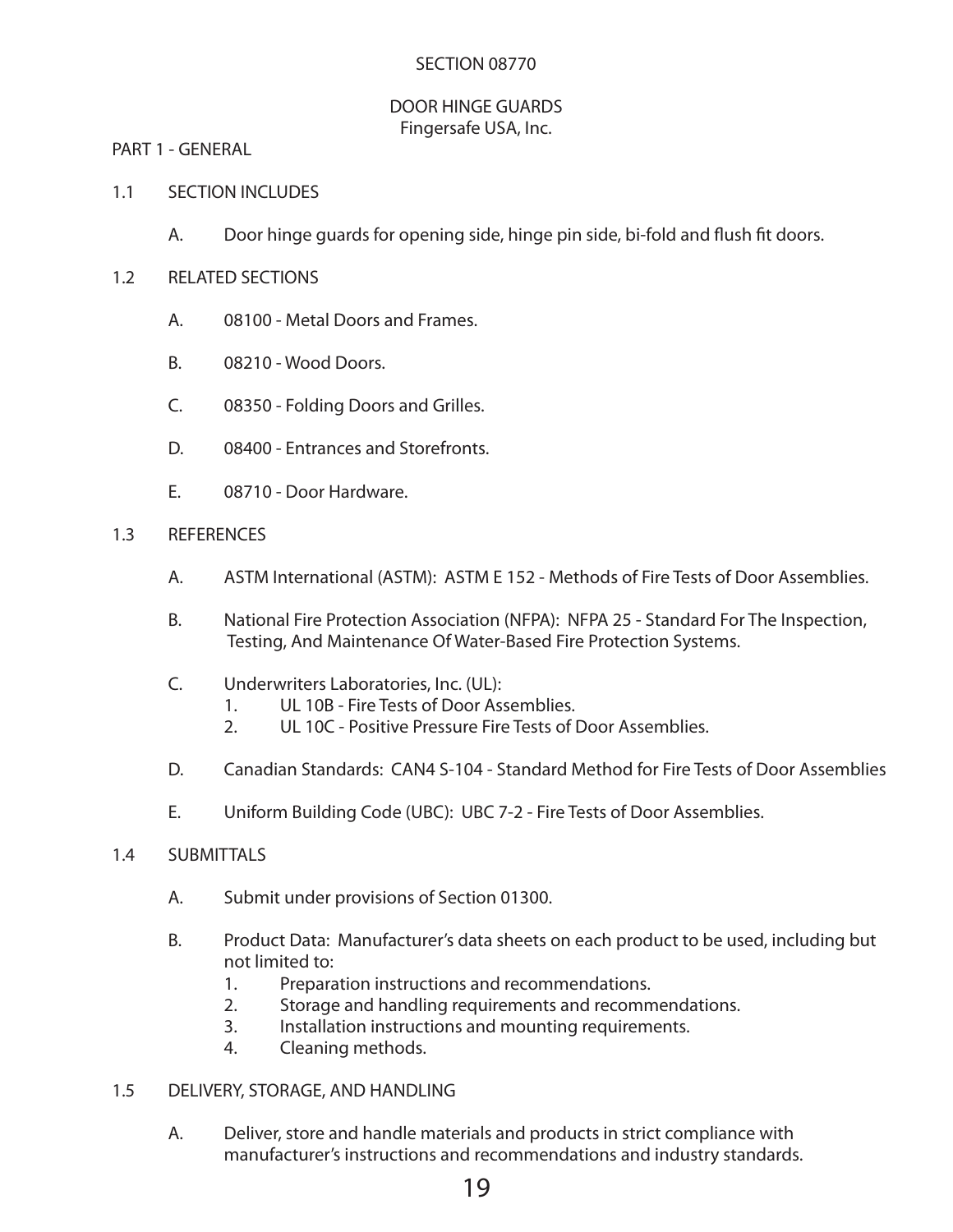# SECTION 08770

## DOOR HINGE GUARDS
Fingersafe USA, Inc.

## PART 1 - GENERAL

### 1.1 SECTION INCLUDES

A. Door hinge guards for opening side, hinge pin side, bi-fold and flush fit doors.

### 1.2 RELATED SECTIONS

A. 08100 - Metal Doors and Frames.

B. 08210 - Wood Doors.

C. 08350 - Folding Doors and Grilles.

D. 08400 - Entrances and Storefronts.

E. 08710 - Door Hardware.

### 1.3 REFERENCES

A. ASTM International (ASTM): ASTM E 152 - Methods of Fire Tests of Door Assemblies.

B. National Fire Protection Association (NFPA): NFPA 25 - Standard For The Inspection, Testing, And Maintenance Of Water-Based Fire Protection Systems.

C. Underwriters Laboratories, Inc. (UL):
   1. UL 10B - Fire Tests of Door Assemblies.
   2. UL 10C - Positive Pressure Fire Tests of Door Assemblies.

D. Canadian Standards: CAN4 S-104 - Standard Method for Fire Tests of Door Assemblies

E. Uniform Building Code (UBC): UBC 7-2 - Fire Tests of Door Assemblies.

### 1.4 SUBMITTALS

A. Submit under provisions of Section 01300.

B. Product Data: Manufacturer's data sheets on each product to be used, including but not limited to:
   1. Preparation instructions and recommendations.
   2. Storage and handling requirements and recommendations.
   3. Installation instructions and mounting requirements.
   4. Cleaning methods.

### 1.5 DELIVERY, STORAGE, AND HANDLING

A. Deliver, store and handle materials and products in strict compliance with manufacturer's instructions and recommendations and industry standards.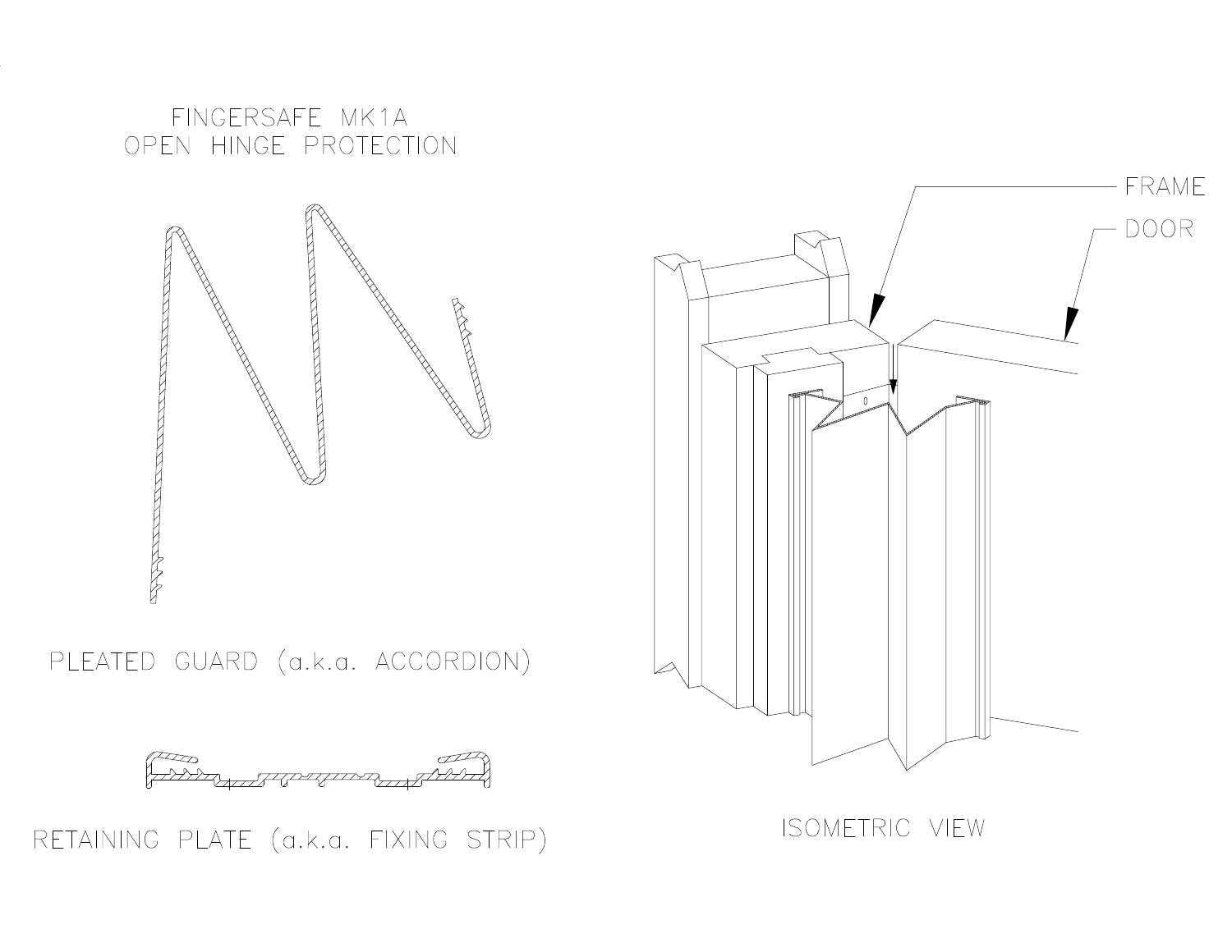# FINGERSAFE MK1A
# OPEN HINGE PROTECTION

PLEATED GUARD (a.k.a. ACCORDION)

RETAINING PLATE (a.k.a. FIXING STRIP)

FRAME

DOOR

ISOMETRIC VIEW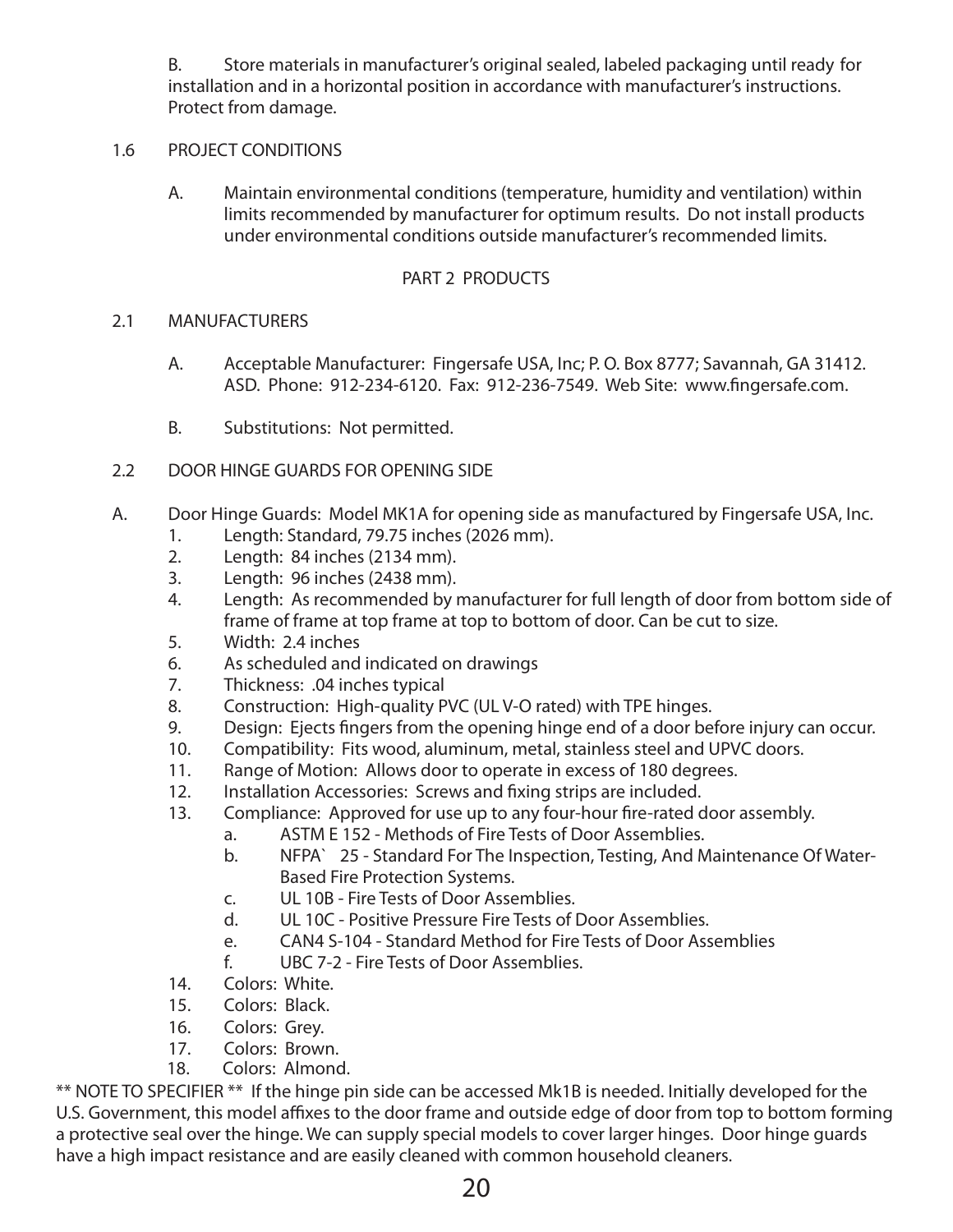B. Store materials in manufacturer's original sealed, labeled packaging until ready for installation and in a horizontal position in accordance with manufacturer's instructions. Protect from damage.

1.6 PROJECT CONDITIONS

A. Maintain environmental conditions (temperature, humidity and ventilation) within limits recommended by manufacturer for optimum results. Do not install products under environmental conditions outside manufacturer's recommended limits.

## PART 2 PRODUCTS

2.1 MANUFACTURERS

A. Acceptable Manufacturer: Fingersafe USA, Inc; P. O. Box 8777; Savannah, GA 31412. ASD. Phone: 912-234-6120. Fax: 912-236-7549. Web Site: www.fingersafe.com.

B. Substitutions: Not permitted.

2.2 DOOR HINGE GUARDS FOR OPENING SIDE

A. Door Hinge Guards: Model MK1A for opening side as manufactured by Fingersafe USA, Inc.

1. Length: Standard, 79.75 inches (2026 mm).
2. Length: 84 inches (2134 mm).
3. Length: 96 inches (2438 mm).
4. Length: As recommended by manufacturer for full length of door from bottom side of frame of frame at top frame at top to bottom of door. Can be cut to size.
5. Width: 2.4 inches
6. As scheduled and indicated on drawings
7. Thickness: .04 inches typical
8. Construction: High-quality PVC (UL V-O rated) with TPE hinges.
9. Design: Ejects fingers from the opening hinge end of a door before injury can occur.
10. Compatibility: Fits wood, aluminum, metal, stainless steel and UPVC doors.
11. Range of Motion: Allows door to operate in excess of 180 degrees.
12. Installation Accessories: Screws and fixing strips are included.
13. Compliance: Approved for use up to any four-hour fire-rated door assembly.
    a. ASTM E 152 - Methods of Fire Tests of Door Assemblies.
    b. NFPA` 25 - Standard For The Inspection, Testing, And Maintenance Of Water-Based Fire Protection Systems.
    c. UL 10B - Fire Tests of Door Assemblies.
    d. UL 10C - Positive Pressure Fire Tests of Door Assemblies.
    e. CAN4 S-104 - Standard Method for Fire Tests of Door Assemblies
    f. UBC 7-2 - Fire Tests of Door Assemblies.
14. Colors: White.
15. Colors: Black.
16. Colors: Grey.
17. Colors: Brown.
18. Colors: Almond.

** NOTE TO SPECIFIER ** If the hinge pin side can be accessed Mk1B is needed. Initially developed for the U.S. Government, this model affixes to the door frame and outside edge of door from top to bottom forming a protective seal over the hinge. We can supply special models to cover larger hinges. Door hinge guards have a high impact resistance and are easily cleaned with common household cleaners.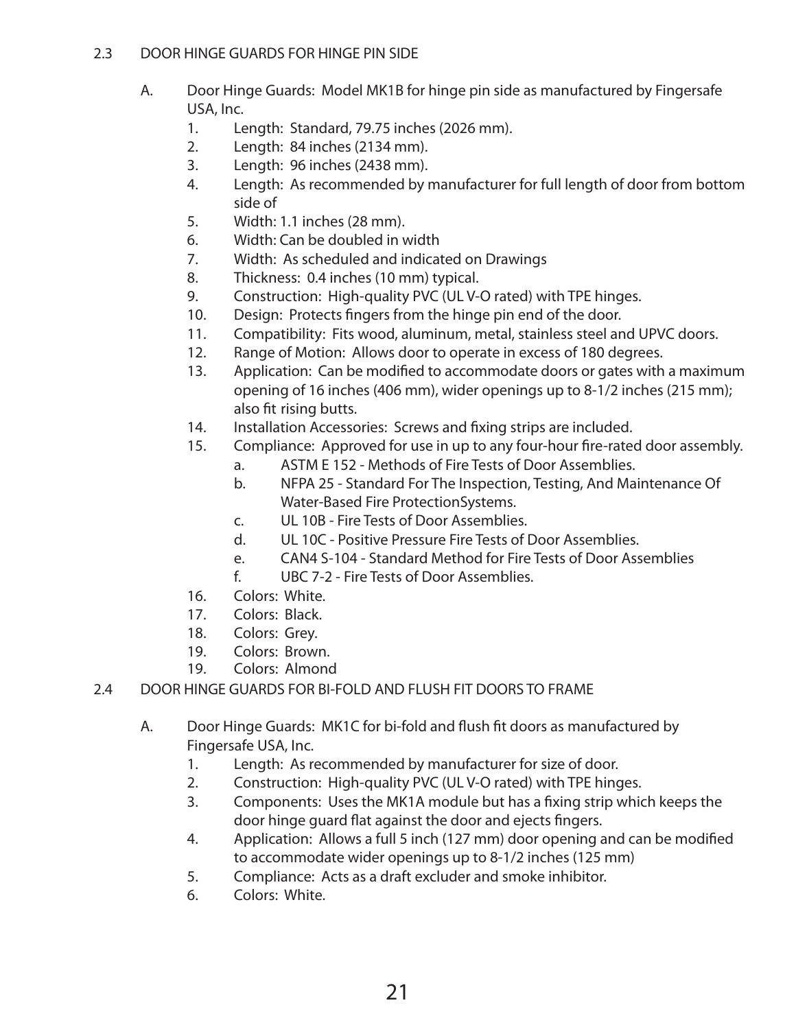## 2.3 DOOR HINGE GUARDS FOR HINGE PIN SIDE

A. Door Hinge Guards: Model MK1B for hinge pin side as manufactured by Fingersafe USA, Inc.

1. Length: Standard, 79.75 inches (2026 mm).
2. Length: 84 inches (2134 mm).
3. Length: 96 inches (2438 mm).
4. Length: As recommended by manufacturer for full length of door from bottom side of
5. Width: 1.1 inches (28 mm).
6. Width: Can be doubled in width
7. Width: As scheduled and indicated on Drawings
8. Thickness: 0.4 inches (10 mm) typical.
9. Construction: High-quality PVC (UL V-O rated) with TPE hinges.
10. Design: Protects fingers from the hinge pin end of the door.
11. Compatibility: Fits wood, aluminum, metal, stainless steel and UPVC doors.
12. Range of Motion: Allows door to operate in excess of 180 degrees.
13. Application: Can be modified to accommodate doors or gates with a maximum opening of 16 inches (406 mm), wider openings up to 8-1/2 inches (215 mm); also fit rising butts.
14. Installation Accessories: Screws and fixing strips are included.
15. Compliance: Approved for use in up to any four-hour fire-rated door assembly.
    a. ASTM E 152 - Methods of Fire Tests of Door Assemblies.
    b. NFPA 25 - Standard For The Inspection, Testing, And Maintenance Of Water-Based Fire ProtectionSystems.
    c. UL 10B - Fire Tests of Door Assemblies.
    d. UL 10C - Positive Pressure Fire Tests of Door Assemblies.
    e. CAN4 S-104 - Standard Method for Fire Tests of Door Assemblies
    f. UBC 7-2 - Fire Tests of Door Assemblies.
16. Colors: White.
17. Colors: Black.
18. Colors: Grey.
19. Colors: Brown.
19. Colors: Almond

## 2.4 DOOR HINGE GUARDS FOR BI-FOLD AND FLUSH FIT DOORS TO FRAME

A. Door Hinge Guards: MK1C for bi-fold and flush fit doors as manufactured by Fingersafe USA, Inc.

1. Length: As recommended by manufacturer for size of door.
2. Construction: High-quality PVC (UL V-O rated) with TPE hinges.
3. Components: Uses the MK1A module but has a fixing strip which keeps the door hinge guard flat against the door and ejects fingers.
4. Application: Allows a full 5 inch (127 mm) door opening and can be modified to accommodate wider openings up to 8-1/2 inches (125 mm)
5. Compliance: Acts as a draft excluder and smoke inhibitor.
6. Colors: White.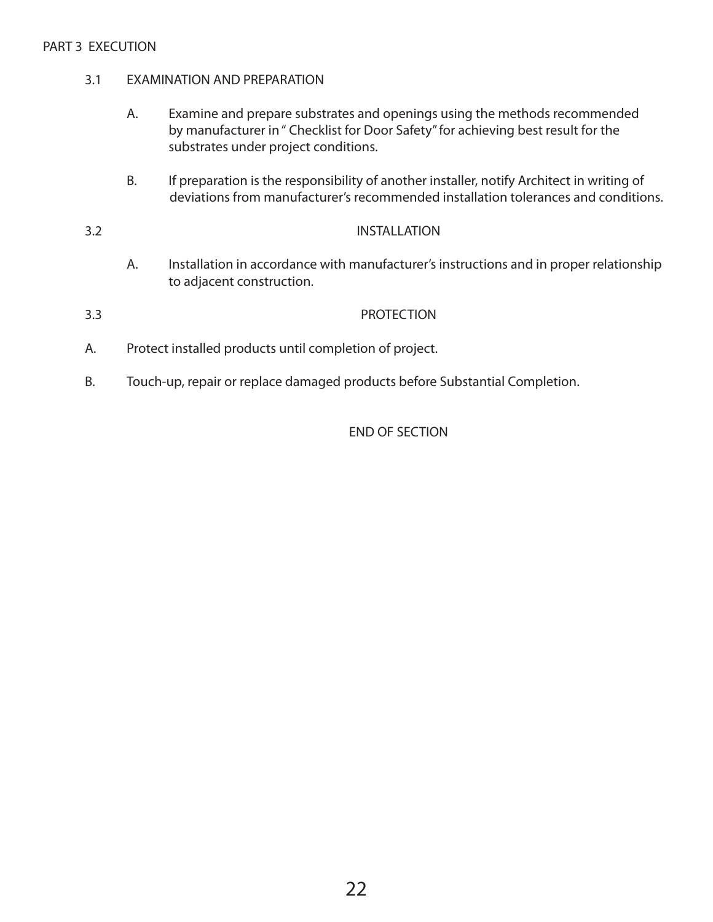## PART 3 EXECUTION

### 3.1 EXAMINATION AND PREPARATION

A. Examine and prepare substrates and openings using the methods recommended by manufacturer in " Checklist for Door Safety" for achieving best result for the substrates under project conditions.

B. If preparation is the responsibility of another installer, notify Architect in writing of deviations from manufacturer's recommended installation tolerances and conditions.

### 3.2 INSTALLATION

A. Installation in accordance with manufacturer's instructions and in proper relationship to adjacent construction.

### 3.3 PROTECTION

A. Protect installed products until completion of project.

B. Touch-up, repair or replace damaged products before Substantial Completion.

END OF SECTION